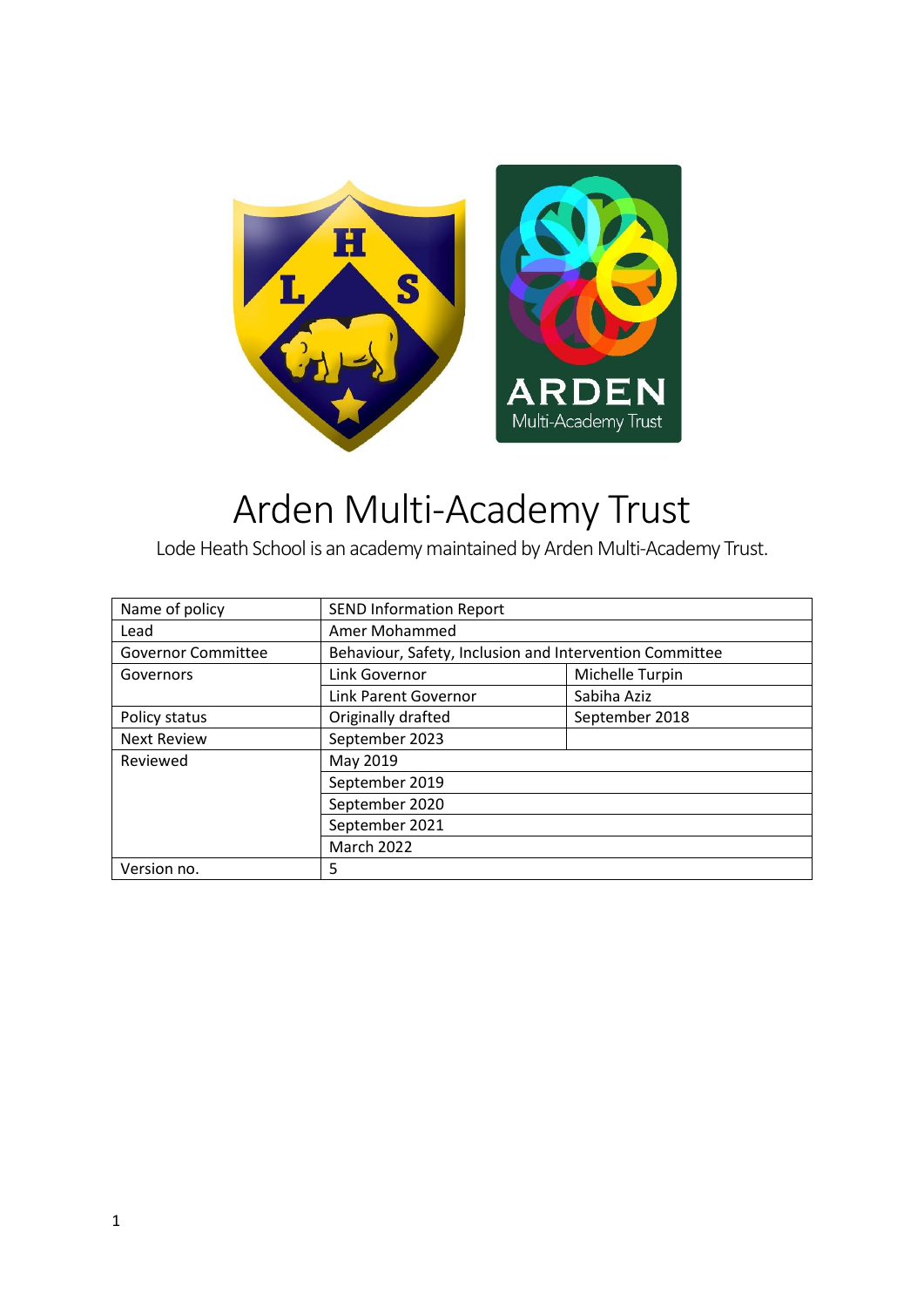# Arden Multi-Academy Trust

Lode Heath School is an academy maintained by Arden Multi-Academy Trust.

| Name of policy | SEND Information Report | |
|---|---|---|
| Lead | Amer Mohammed | |
| Governor Committee | Behaviour, Safety, Inclusion and Intervention Committee | |
| Governors | Link Governor | Michelle Turpin |
| | Link Parent Governor | Sabiha Aziz |
| Policy status | Originally drafted | September 2018 |
| Next Review | September 2023 | |
| Reviewed | May 2019 | |
| | September 2019 | |
| | September 2020 | |
| | September 2021 | |
| | March 2022 | |
| Version no. | 5 | |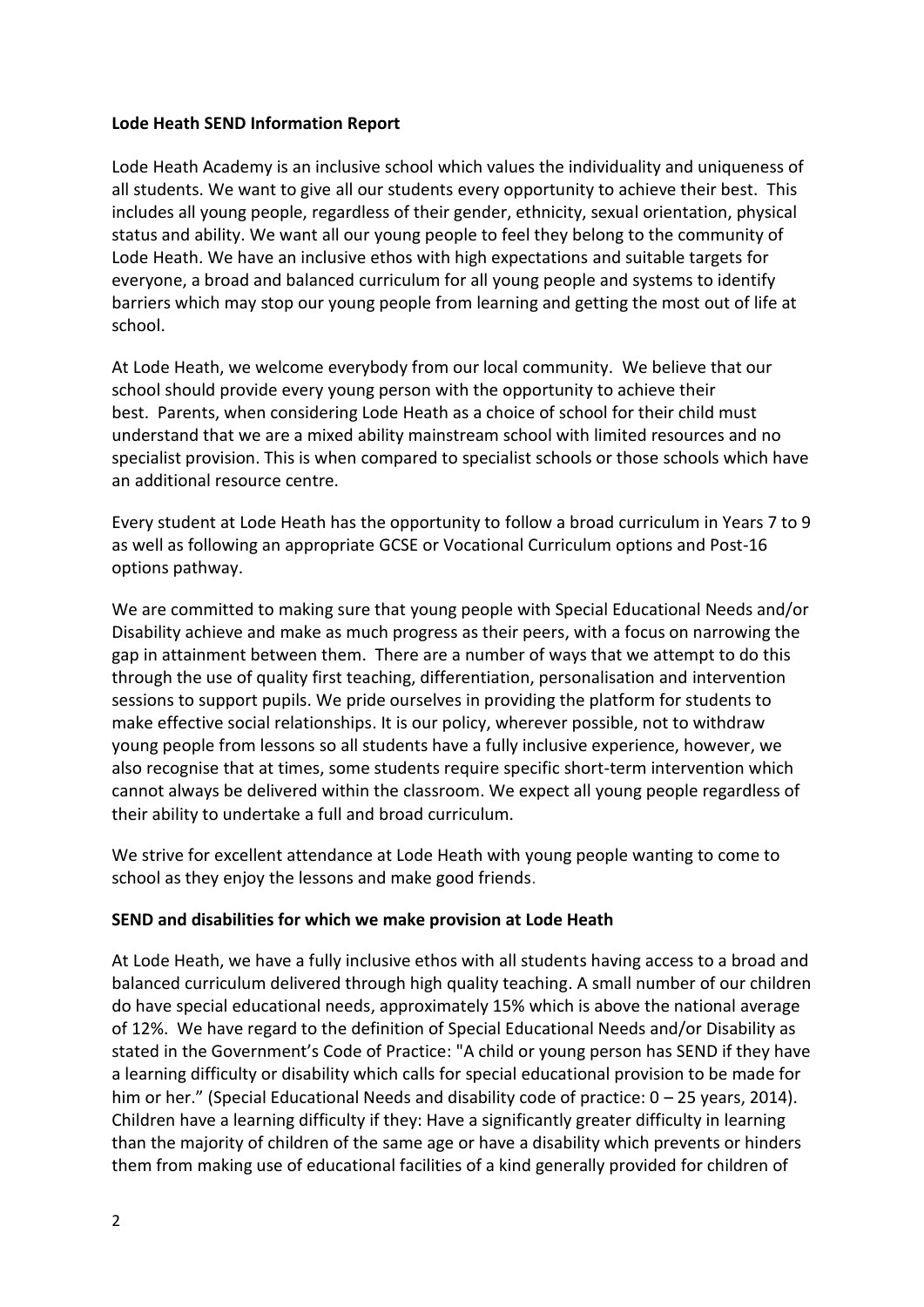**Lode Heath SEND Information Report**

Lode Heath Academy is an inclusive school which values the individuality and uniqueness of all students. We want to give all our students every opportunity to achieve their best. This includes all young people, regardless of their gender, ethnicity, sexual orientation, physical status and ability. We want all our young people to feel they belong to the community of Lode Heath. We have an inclusive ethos with high expectations and suitable targets for everyone, a broad and balanced curriculum for all young people and systems to identify barriers which may stop our young people from learning and getting the most out of life at school.

At Lode Heath, we welcome everybody from our local community. We believe that our school should provide every young person with the opportunity to achieve their best. Parents, when considering Lode Heath as a choice of school for their child must understand that we are a mixed ability mainstream school with limited resources and no specialist provision. This is when compared to specialist schools or those schools which have an additional resource centre.

Every student at Lode Heath has the opportunity to follow a broad curriculum in Years 7 to 9 as well as following an appropriate GCSE or Vocational Curriculum options and Post-16 options pathway.

We are committed to making sure that young people with Special Educational Needs and/or Disability achieve and make as much progress as their peers, with a focus on narrowing the gap in attainment between them. There are a number of ways that we attempt to do this through the use of quality first teaching, differentiation, personalisation and intervention sessions to support pupils. We pride ourselves in providing the platform for students to make effective social relationships. It is our policy, wherever possible, not to withdraw young people from lessons so all students have a fully inclusive experience, however, we also recognise that at times, some students require specific short-term intervention which cannot always be delivered within the classroom. We expect all young people regardless of their ability to undertake a full and broad curriculum.

We strive for excellent attendance at Lode Heath with young people wanting to come to school as they enjoy the lessons and make good friends.

**SEND and disabilities for which we make provision at Lode Heath**

At Lode Heath, we have a fully inclusive ethos with all students having access to a broad and balanced curriculum delivered through high quality teaching. A small number of our children do have special educational needs, approximately 15% which is above the national average of 12%. We have regard to the definition of Special Educational Needs and/or Disability as stated in the Government's Code of Practice: "A child or young person has SEND if they have a learning difficulty or disability which calls for special educational provision to be made for him or her." (Special Educational Needs and disability code of practice: 0 – 25 years, 2014). Children have a learning difficulty if they: Have a significantly greater difficulty in learning than the majority of children of the same age or have a disability which prevents or hinders them from making use of educational facilities of a kind generally provided for children of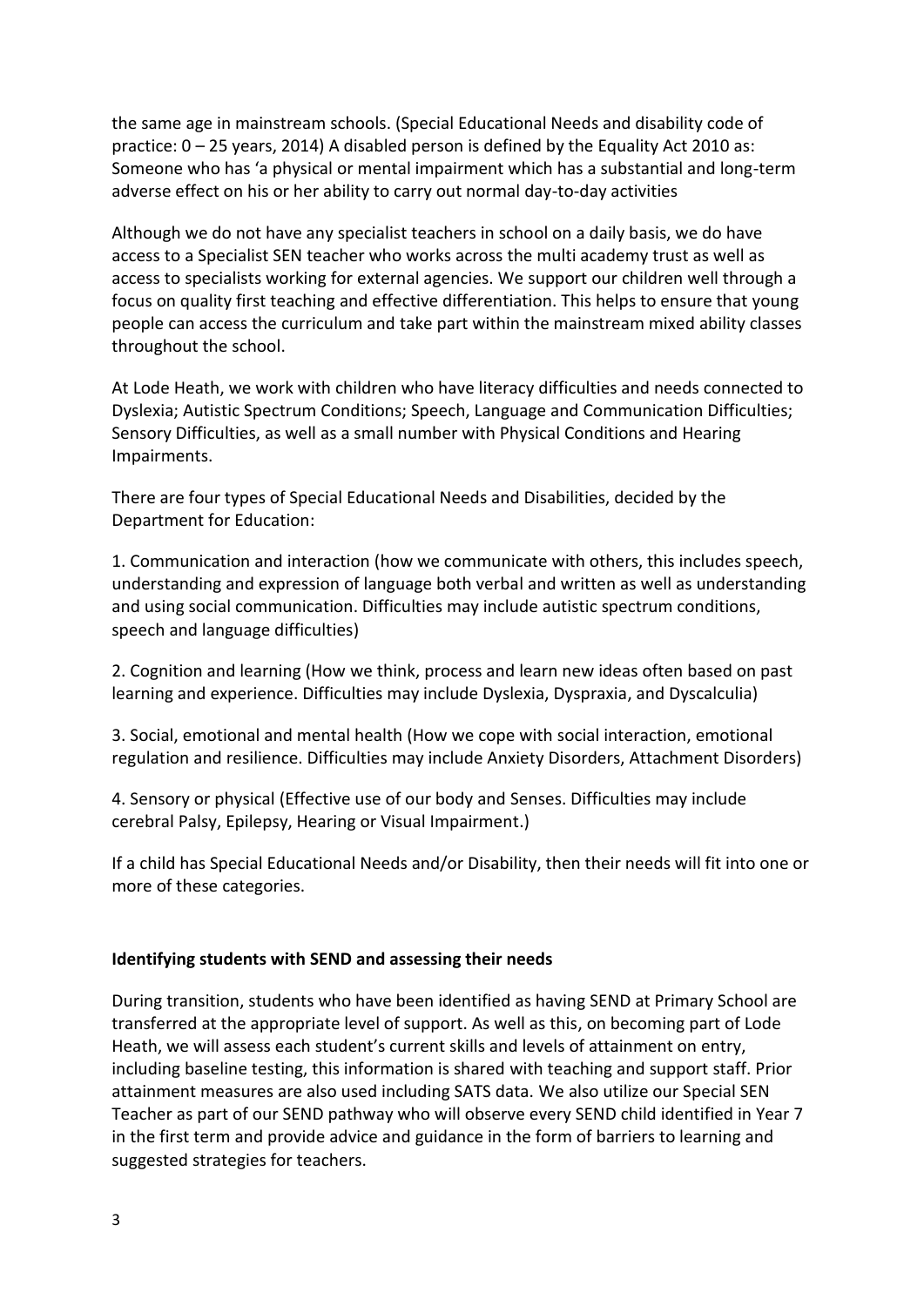the same age in mainstream schools. (Special Educational Needs and disability code of practice: 0 – 25 years, 2014) A disabled person is defined by the Equality Act 2010 as: Someone who has 'a physical or mental impairment which has a substantial and long-term adverse effect on his or her ability to carry out normal day-to-day activities

Although we do not have any specialist teachers in school on a daily basis, we do have access to a Specialist SEN teacher who works across the multi academy trust as well as access to specialists working for external agencies. We support our children well through a focus on quality first teaching and effective differentiation. This helps to ensure that young people can access the curriculum and take part within the mainstream mixed ability classes throughout the school.

At Lode Heath, we work with children who have literacy difficulties and needs connected to Dyslexia; Autistic Spectrum Conditions; Speech, Language and Communication Difficulties; Sensory Difficulties, as well as a small number with Physical Conditions and Hearing Impairments.

There are four types of Special Educational Needs and Disabilities, decided by the Department for Education:

1. Communication and interaction (how we communicate with others, this includes speech, understanding and expression of language both verbal and written as well as understanding and using social communication. Difficulties may include autistic spectrum conditions, speech and language difficulties)

2. Cognition and learning (How we think, process and learn new ideas often based on past learning and experience. Difficulties may include Dyslexia, Dyspraxia, and Dyscalculia)

3. Social, emotional and mental health (How we cope with social interaction, emotional regulation and resilience. Difficulties may include Anxiety Disorders, Attachment Disorders)

4. Sensory or physical (Effective use of our body and Senses. Difficulties may include cerebral Palsy, Epilepsy, Hearing or Visual Impairment.)

If a child has Special Educational Needs and/or Disability, then their needs will fit into one or more of these categories.

**Identifying students with SEND and assessing their needs**

During transition, students who have been identified as having SEND at Primary School are transferred at the appropriate level of support. As well as this, on becoming part of Lode Heath, we will assess each student's current skills and levels of attainment on entry, including baseline testing, this information is shared with teaching and support staff. Prior attainment measures are also used including SATS data. We also utilize our Special SEN Teacher as part of our SEND pathway who will observe every SEND child identified in Year 7 in the first term and provide advice and guidance in the form of barriers to learning and suggested strategies for teachers.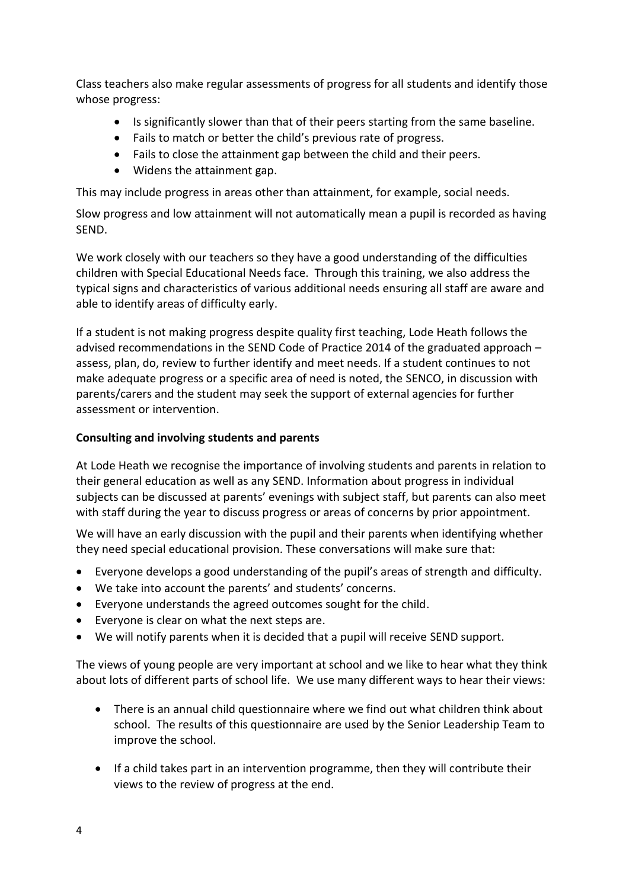Class teachers also make regular assessments of progress for all students and identify those whose progress:

- Is significantly slower than that of their peers starting from the same baseline.
- Fails to match or better the child's previous rate of progress.
- Fails to close the attainment gap between the child and their peers.
- Widens the attainment gap.

This may include progress in areas other than attainment, for example, social needs.

Slow progress and low attainment will not automatically mean a pupil is recorded as having SEND.

We work closely with our teachers so they have a good understanding of the difficulties children with Special Educational Needs face. Through this training, we also address the typical signs and characteristics of various additional needs ensuring all staff are aware and able to identify areas of difficulty early.

If a student is not making progress despite quality first teaching, Lode Heath follows the advised recommendations in the SEND Code of Practice 2014 of the graduated approach – assess, plan, do, review to further identify and meet needs. If a student continues to not make adequate progress or a specific area of need is noted, the SENCO, in discussion with parents/carers and the student may seek the support of external agencies for further assessment or intervention.

**Consulting and involving students and parents**

At Lode Heath we recognise the importance of involving students and parents in relation to their general education as well as any SEND. Information about progress in individual subjects can be discussed at parents' evenings with subject staff, but parents can also meet with staff during the year to discuss progress or areas of concerns by prior appointment.

We will have an early discussion with the pupil and their parents when identifying whether they need special educational provision. These conversations will make sure that:

- Everyone develops a good understanding of the pupil's areas of strength and difficulty.
- We take into account the parents' and students' concerns.
- Everyone understands the agreed outcomes sought for the child.
- Everyone is clear on what the next steps are.
- We will notify parents when it is decided that a pupil will receive SEND support.

The views of young people are very important at school and we like to hear what they think about lots of different parts of school life. We use many different ways to hear their views:

- There is an annual child questionnaire where we find out what children think about school. The results of this questionnaire are used by the Senior Leadership Team to improve the school.

- If a child takes part in an intervention programme, then they will contribute their views to the review of progress at the end.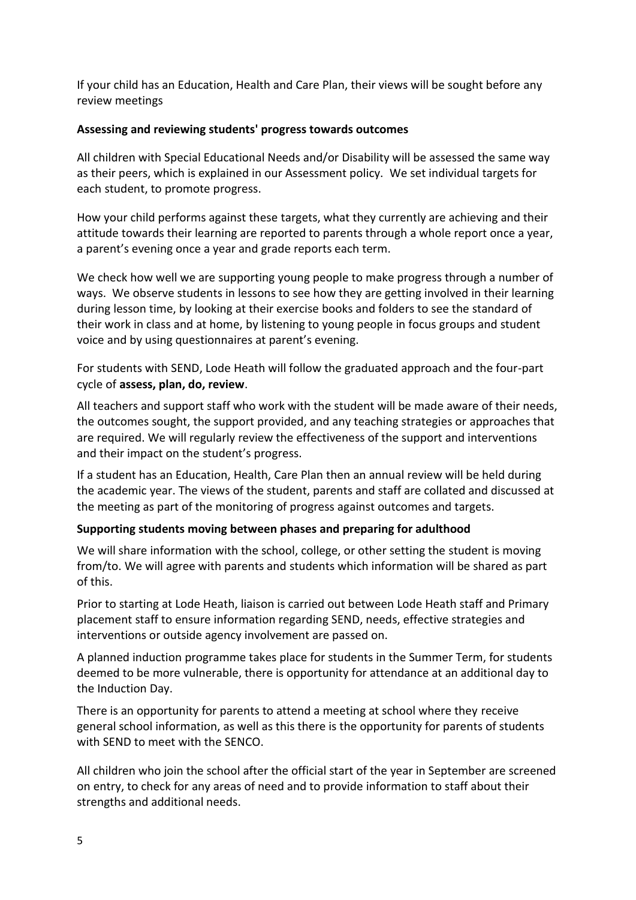If your child has an Education, Health and Care Plan, their views will be sought before any review meetings

**Assessing and reviewing students' progress towards outcomes**

All children with Special Educational Needs and/or Disability will be assessed the same way as their peers, which is explained in our Assessment policy. We set individual targets for each student, to promote progress.

How your child performs against these targets, what they currently are achieving and their attitude towards their learning are reported to parents through a whole report once a year, a parent's evening once a year and grade reports each term.

We check how well we are supporting young people to make progress through a number of ways. We observe students in lessons to see how they are getting involved in their learning during lesson time, by looking at their exercise books and folders to see the standard of their work in class and at home, by listening to young people in focus groups and student voice and by using questionnaires at parent's evening.

For students with SEND, Lode Heath will follow the graduated approach and the four-part cycle of **assess, plan, do, review**.

All teachers and support staff who work with the student will be made aware of their needs, the outcomes sought, the support provided, and any teaching strategies or approaches that are required. We will regularly review the effectiveness of the support and interventions and their impact on the student's progress.

If a student has an Education, Health, Care Plan then an annual review will be held during the academic year. The views of the student, parents and staff are collated and discussed at the meeting as part of the monitoring of progress against outcomes and targets.

**Supporting students moving between phases and preparing for adulthood**

We will share information with the school, college, or other setting the student is moving from/to. We will agree with parents and students which information will be shared as part of this.

Prior to starting at Lode Heath, liaison is carried out between Lode Heath staff and Primary placement staff to ensure information regarding SEND, needs, effective strategies and interventions or outside agency involvement are passed on.

A planned induction programme takes place for students in the Summer Term, for students deemed to be more vulnerable, there is opportunity for attendance at an additional day to the Induction Day.

There is an opportunity for parents to attend a meeting at school where they receive general school information, as well as this there is the opportunity for parents of students with SEND to meet with the SENCO.

All children who join the school after the official start of the year in September are screened on entry, to check for any areas of need and to provide information to staff about their strengths and additional needs.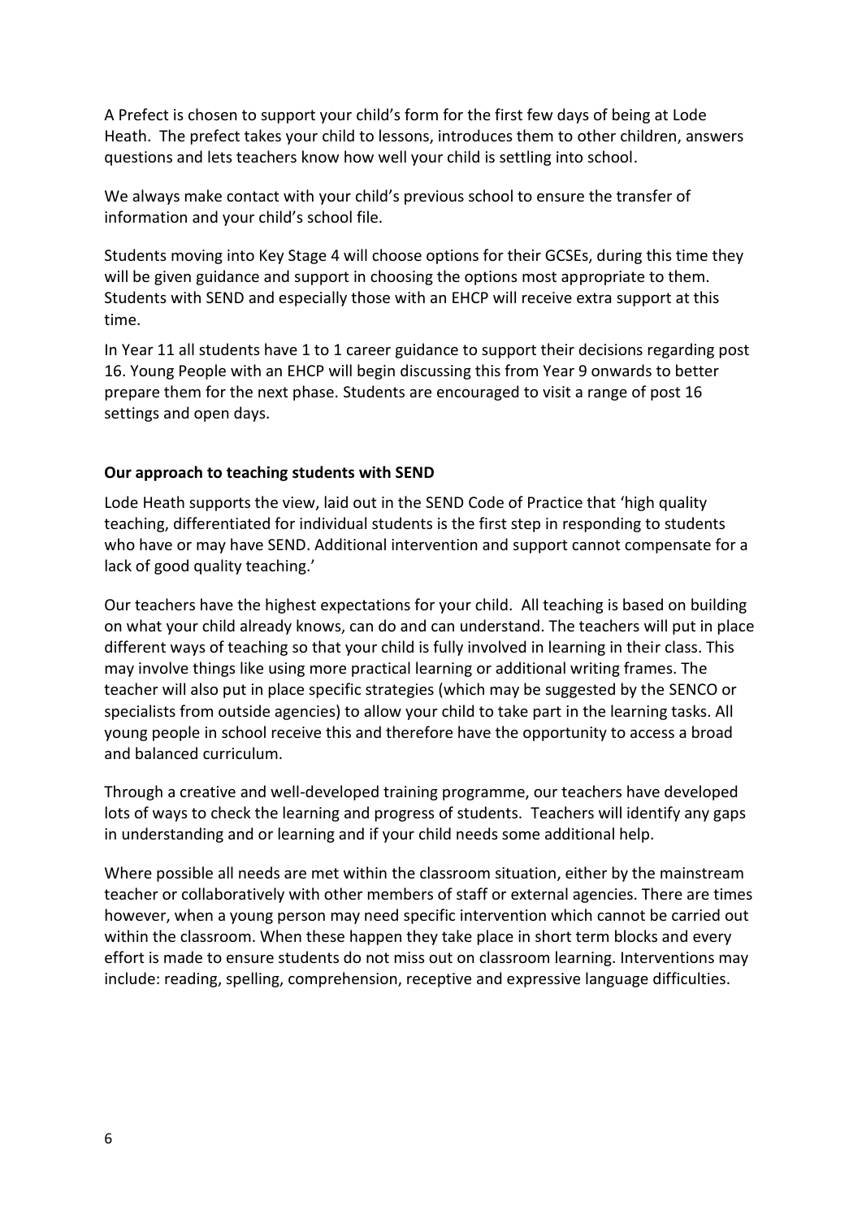A Prefect is chosen to support your child's form for the first few days of being at Lode Heath. The prefect takes your child to lessons, introduces them to other children, answers questions and lets teachers know how well your child is settling into school.

We always make contact with your child's previous school to ensure the transfer of information and your child's school file.

Students moving into Key Stage 4 will choose options for their GCSEs, during this time they will be given guidance and support in choosing the options most appropriate to them. Students with SEND and especially those with an EHCP will receive extra support at this time.

In Year 11 all students have 1 to 1 career guidance to support their decisions regarding post 16. Young People with an EHCP will begin discussing this from Year 9 onwards to better prepare them for the next phase. Students are encouraged to visit a range of post 16 settings and open days.

**Our approach to teaching students with SEND**

Lode Heath supports the view, laid out in the SEND Code of Practice that 'high quality teaching, differentiated for individual students is the first step in responding to students who have or may have SEND. Additional intervention and support cannot compensate for a lack of good quality teaching.'

Our teachers have the highest expectations for your child. All teaching is based on building on what your child already knows, can do and can understand. The teachers will put in place different ways of teaching so that your child is fully involved in learning in their class. This may involve things like using more practical learning or additional writing frames. The teacher will also put in place specific strategies (which may be suggested by the SENCO or specialists from outside agencies) to allow your child to take part in the learning tasks. All young people in school receive this and therefore have the opportunity to access a broad and balanced curriculum.

Through a creative and well-developed training programme, our teachers have developed lots of ways to check the learning and progress of students. Teachers will identify any gaps in understanding and or learning and if your child needs some additional help.

Where possible all needs are met within the classroom situation, either by the mainstream teacher or collaboratively with other members of staff or external agencies. There are times however, when a young person may need specific intervention which cannot be carried out within the classroom. When these happen they take place in short term blocks and every effort is made to ensure students do not miss out on classroom learning. Interventions may include: reading, spelling, comprehension, receptive and expressive language difficulties.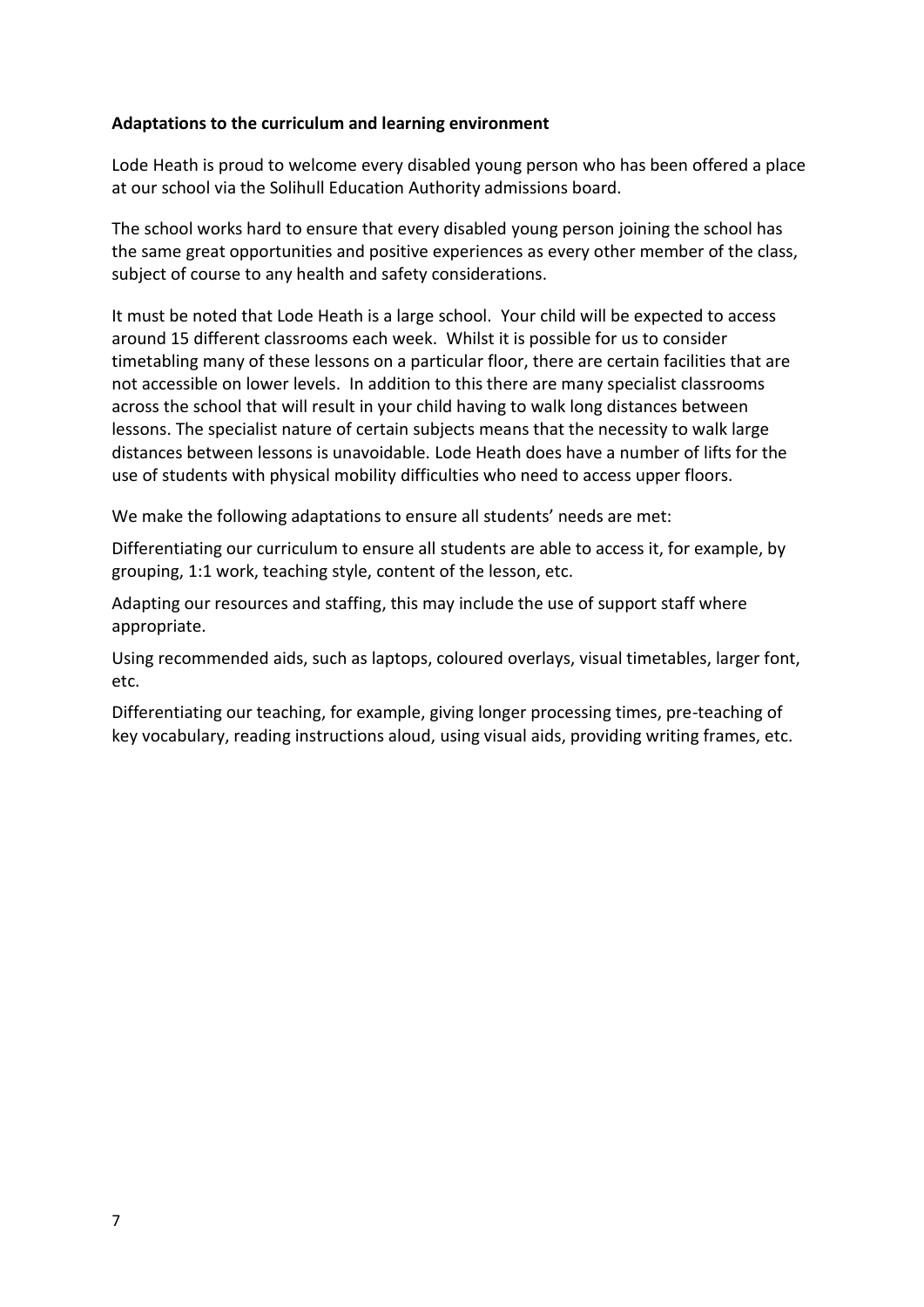**Adaptations to the curriculum and learning environment**

Lode Heath is proud to welcome every disabled young person who has been offered a place at our school via the Solihull Education Authority admissions board.

The school works hard to ensure that every disabled young person joining the school has the same great opportunities and positive experiences as every other member of the class, subject of course to any health and safety considerations.

It must be noted that Lode Heath is a large school. Your child will be expected to access around 15 different classrooms each week. Whilst it is possible for us to consider timetabling many of these lessons on a particular floor, there are certain facilities that are not accessible on lower levels. In addition to this there are many specialist classrooms across the school that will result in your child having to walk long distances between lessons. The specialist nature of certain subjects means that the necessity to walk large distances between lessons is unavoidable. Lode Heath does have a number of lifts for the use of students with physical mobility difficulties who need to access upper floors.

We make the following adaptations to ensure all students' needs are met:

Differentiating our curriculum to ensure all students are able to access it, for example, by grouping, 1:1 work, teaching style, content of the lesson, etc.

Adapting our resources and staffing, this may include the use of support staff where appropriate.

Using recommended aids, such as laptops, coloured overlays, visual timetables, larger font, etc.

Differentiating our teaching, for example, giving longer processing times, pre-teaching of key vocabulary, reading instructions aloud, using visual aids, providing writing frames, etc.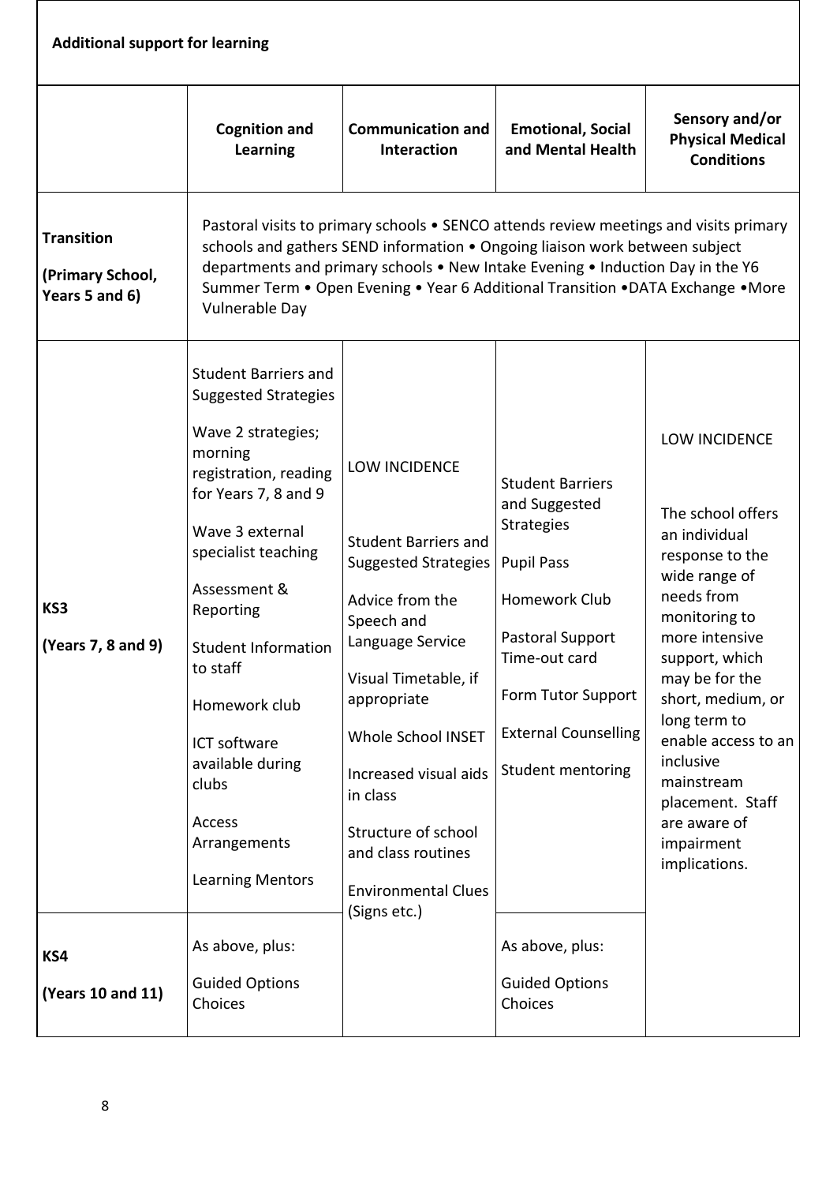**Additional support for learning**

| | Cognition and Learning | Communication and Interaction | Emotional, Social and Mental Health | Sensory and/or Physical Medical Conditions |
|---|---|---|---|---|
| **Transition** **(Primary School, Years 5 and 6)** | Pastoral visits to primary schools • SENCO attends review meetings and visits primary schools and gathers SEND information • Ongoing liaison work between subject departments and primary schools • New Intake Evening • Induction Day in the Y6 Summer Term • Open Evening • Year 6 Additional Transition •DATA Exchange •More Vulnerable Day | | | |
| **KS3** **(Years 7, 8 and 9)** | Student Barriers and Suggested Strategies<br><br>Wave 2 strategies; morning registration, reading for Years 7, 8 and 9<br><br>Wave 3 external specialist teaching<br><br>Assessment & Reporting<br><br>Student Information to staff<br><br>Homework club<br><br>ICT software available during clubs<br><br>Access Arrangements<br><br>Learning Mentors | LOW INCIDENCE<br><br>Student Barriers and Suggested Strategies<br><br>Advice from the Speech and Language Service<br><br>Visual Timetable, if appropriate<br><br>Whole School INSET<br><br>Increased visual aids in class<br><br>Structure of school and class routines<br><br>Environmental Clues (Signs etc.) | Student Barriers and Suggested Strategies<br><br>Pupil Pass<br><br>Homework Club<br><br>Pastoral Support Time-out card<br><br>Form Tutor Support<br><br>External Counselling<br><br>Student mentoring | LOW INCIDENCE<br><br>The school offers an individual response to the wide range of needs from monitoring to more intensive support, which may be for the short, medium, or long term to enable access to an inclusive mainstream placement. Staff are aware of impairment implications. |
| **KS4** **(Years 10 and 11)** | As above, plus:<br><br>Guided Options Choices | | As above, plus:<br><br>Guided Options Choices | |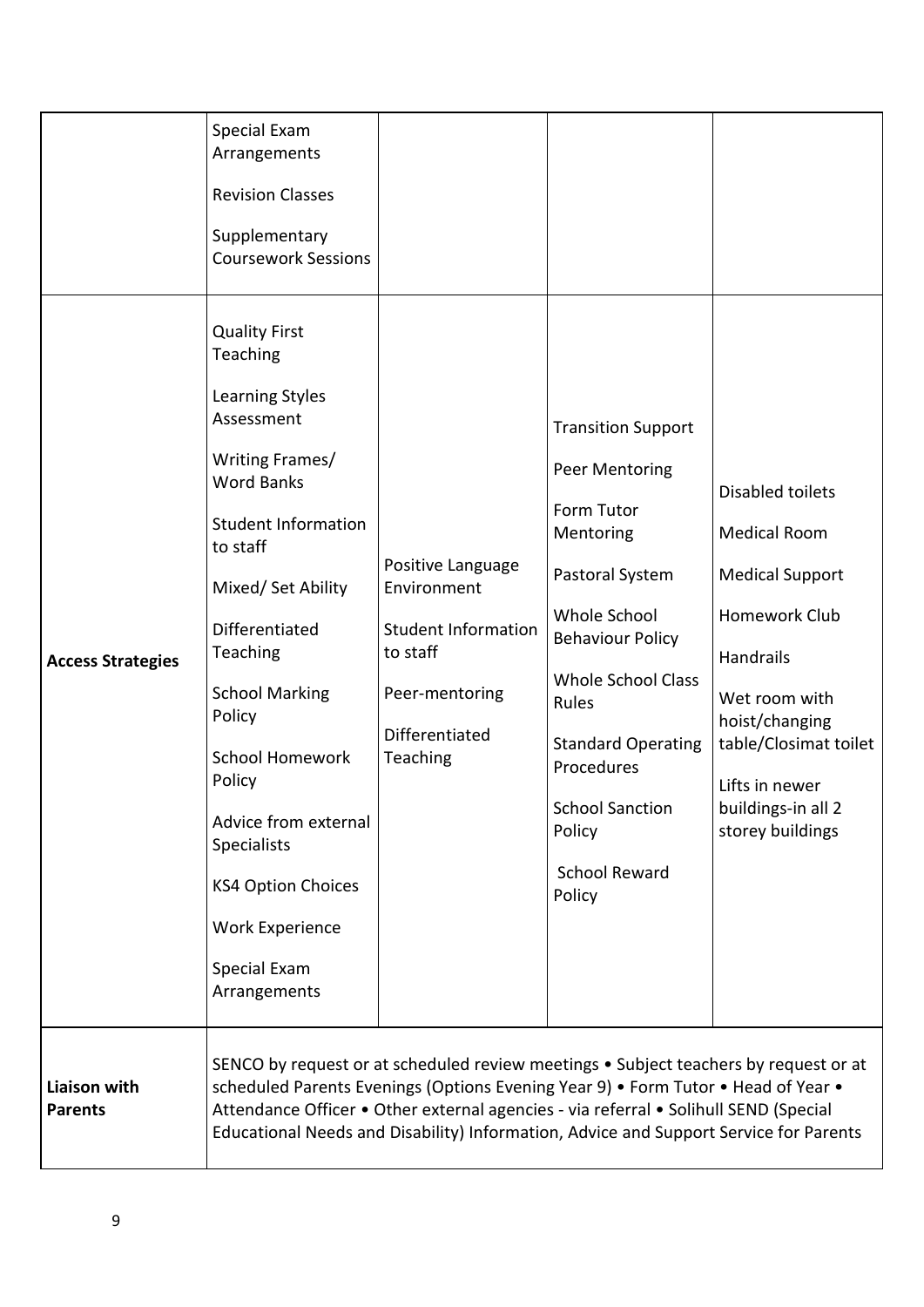| | | | | |
|---|---|---|---|---|
| | Special Exam Arrangements<br><br>Revision Classes<br><br>Supplementary Coursework Sessions | | | |
| **Access Strategies** | Quality First Teaching<br><br>Learning Styles Assessment<br><br>Writing Frames/ Word Banks<br><br>Student Information to staff<br><br>Mixed/ Set Ability<br><br>Differentiated Teaching<br><br>School Marking Policy<br><br>School Homework Policy<br><br>Advice from external Specialists<br><br>KS4 Option Choices<br><br>Work Experience<br><br>Special Exam Arrangements | Positive Language Environment<br><br>Student Information to staff<br><br>Peer-mentoring<br><br>Differentiated Teaching | Transition Support<br><br>Peer Mentoring<br><br>Form Tutor Mentoring<br><br>Pastoral System<br><br>Whole School Behaviour Policy<br><br>Whole School Class Rules<br><br>Standard Operating Procedures<br><br>School Sanction Policy<br><br>School Reward Policy | Disabled toilets<br><br>Medical Room<br><br>Medical Support<br><br>Homework Club<br><br>Handrails<br><br>Wet room with hoist/changing table/Closimat toilet<br><br>Lifts in newer buildings-in all 2 storey buildings |
| **Liaison with Parents** | SENCO by request or at scheduled review meetings • Subject teachers by request or at scheduled Parents Evenings (Options Evening Year 9) • Form Tutor • Head of Year • Attendance Officer • Other external agencies - via referral • Solihull SEND (Special Educational Needs and Disability) Information, Advice and Support Service for Parents | | | |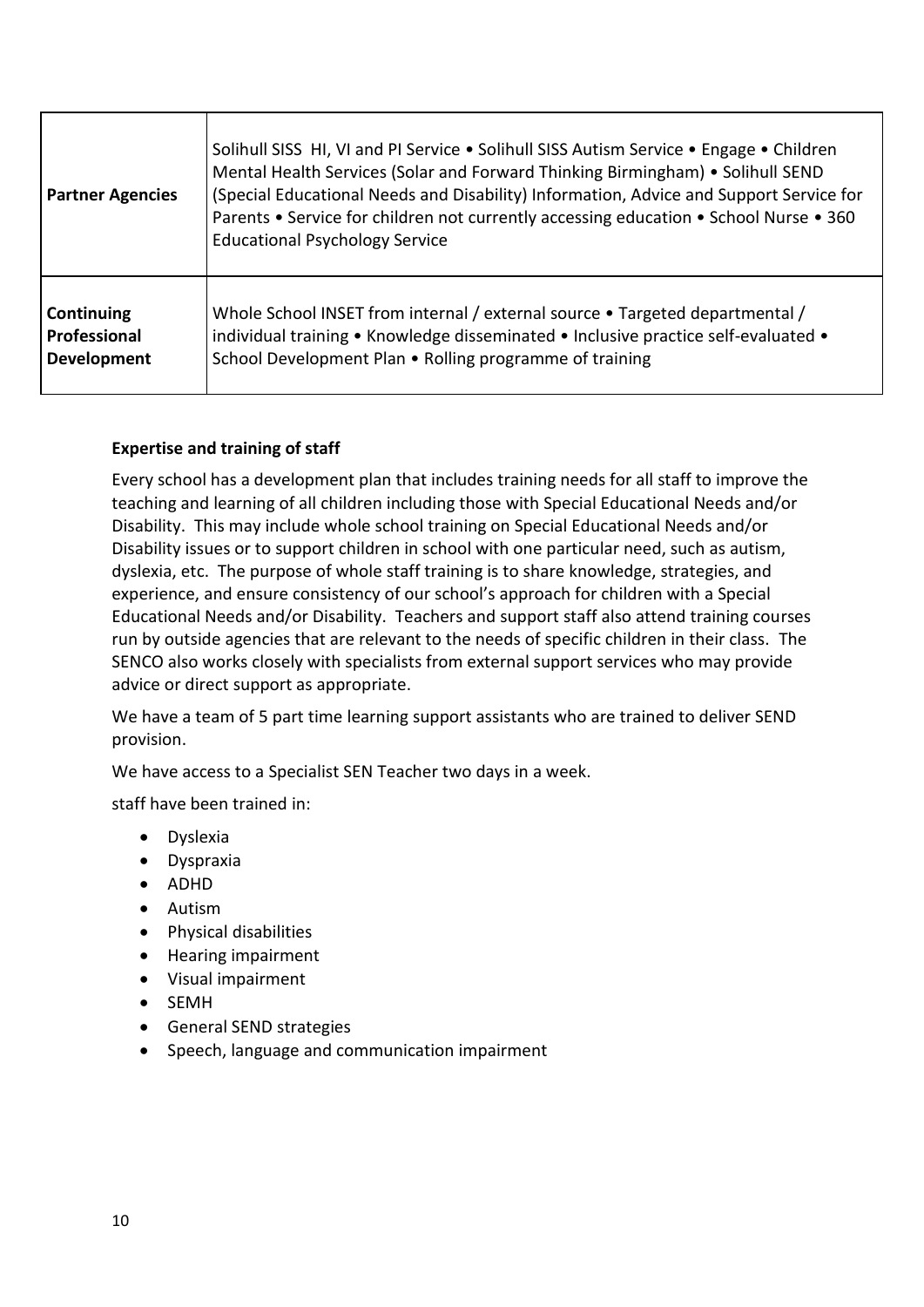| | |
|---|---|
| **Partner Agencies** | Solihull SISS HI, VI and PI Service • Solihull SISS Autism Service • Engage • Children Mental Health Services (Solar and Forward Thinking Birmingham) • Solihull SEND (Special Educational Needs and Disability) Information, Advice and Support Service for Parents • Service for children not currently accessing education • School Nurse • 360 Educational Psychology Service |
| **Continuing Professional Development** | Whole School INSET from internal / external source • Targeted departmental / individual training • Knowledge disseminated • Inclusive practice self-evaluated • School Development Plan • Rolling programme of training |

**Expertise and training of staff**

Every school has a development plan that includes training needs for all staff to improve the teaching and learning of all children including those with Special Educational Needs and/or Disability. This may include whole school training on Special Educational Needs and/or Disability issues or to support children in school with one particular need, such as autism, dyslexia, etc. The purpose of whole staff training is to share knowledge, strategies, and experience, and ensure consistency of our school's approach for children with a Special Educational Needs and/or Disability. Teachers and support staff also attend training courses run by outside agencies that are relevant to the needs of specific children in their class. The SENCO also works closely with specialists from external support services who may provide advice or direct support as appropriate.

We have a team of 5 part time learning support assistants who are trained to deliver SEND provision.

We have access to a Specialist SEN Teacher two days in a week.

staff have been trained in:

- Dyslexia
- Dyspraxia
- ADHD
- Autism
- Physical disabilities
- Hearing impairment
- Visual impairment
- SEMH
- General SEND strategies
- Speech, language and communication impairment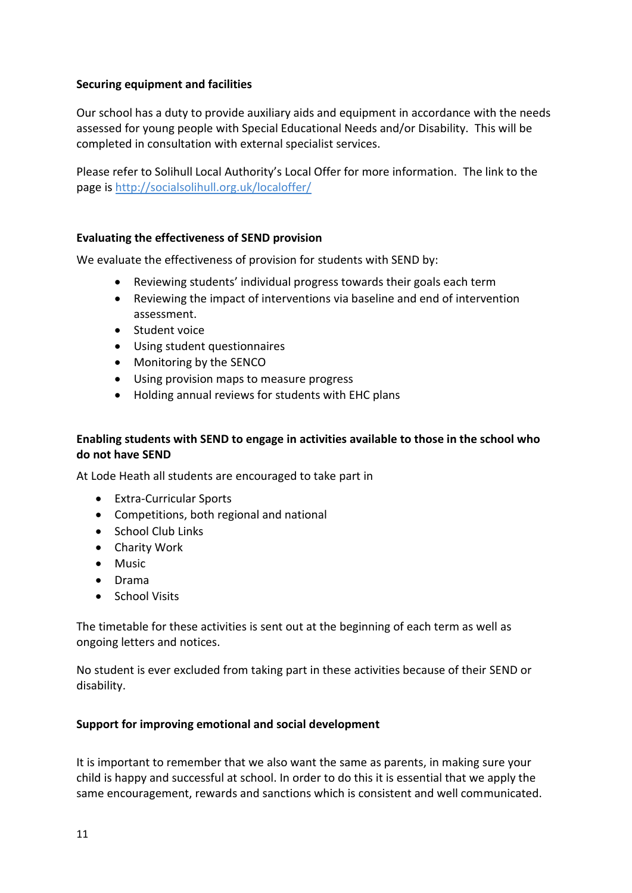**Securing equipment and facilities**

Our school has a duty to provide auxiliary aids and equipment in accordance with the needs assessed for young people with Special Educational Needs and/or Disability. This will be completed in consultation with external specialist services.

Please refer to Solihull Local Authority's Local Offer for more information. The link to the page is [http://socialsolihull.org.uk/localoffer/](http://socialsolihull.org.uk/localoffer/)

**Evaluating the effectiveness of SEND provision**

We evaluate the effectiveness of provision for students with SEND by:

- Reviewing students' individual progress towards their goals each term
- Reviewing the impact of interventions via baseline and end of intervention assessment.
- Student voice
- Using student questionnaires
- Monitoring by the SENCO
- Using provision maps to measure progress
- Holding annual reviews for students with EHC plans

**Enabling students with SEND to engage in activities available to those in the school who do not have SEND**

At Lode Heath all students are encouraged to take part in

- Extra-Curricular Sports
- Competitions, both regional and national
- School Club Links
- Charity Work
- Music
- Drama
- School Visits

The timetable for these activities is sent out at the beginning of each term as well as ongoing letters and notices.

No student is ever excluded from taking part in these activities because of their SEND or disability.

**Support for improving emotional and social development**

It is important to remember that we also want the same as parents, in making sure your child is happy and successful at school. In order to do this it is essential that we apply the same encouragement, rewards and sanctions which is consistent and well communicated.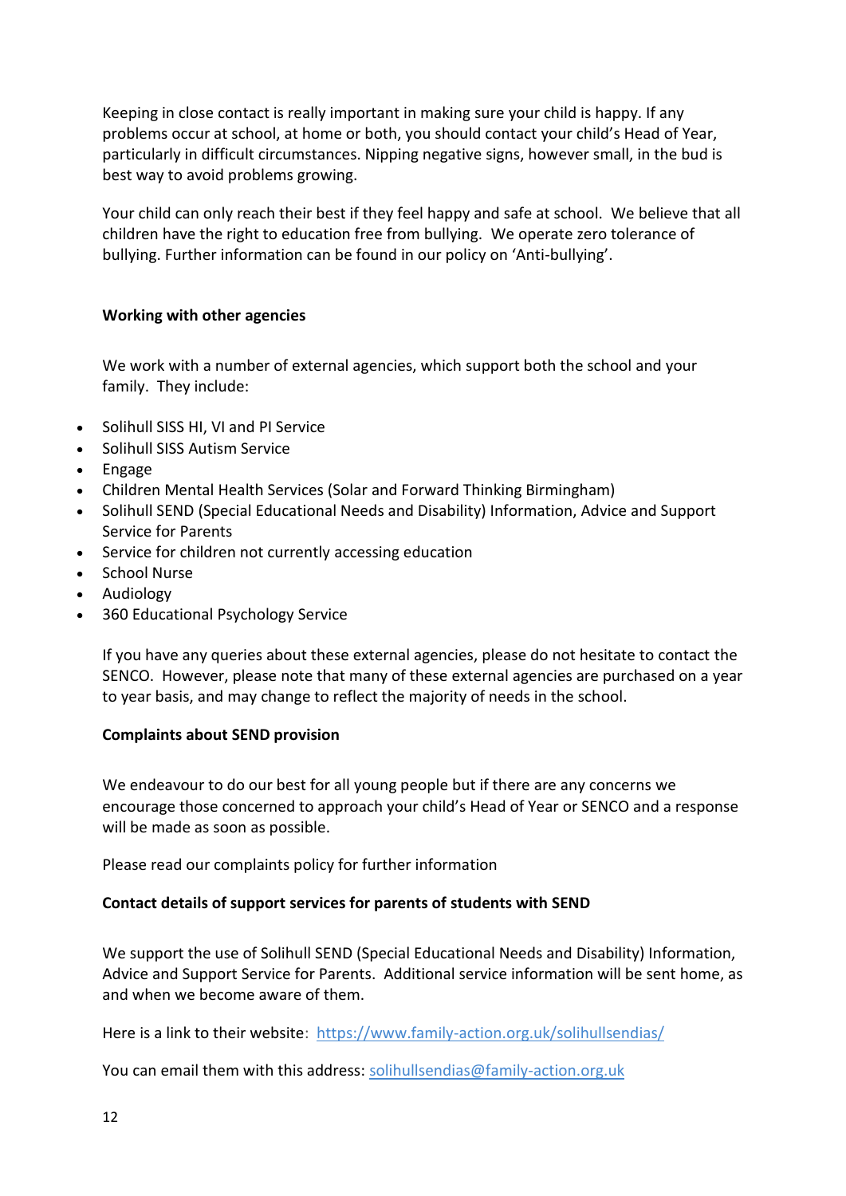Keeping in close contact is really important in making sure your child is happy. If any problems occur at school, at home or both, you should contact your child's Head of Year, particularly in difficult circumstances. Nipping negative signs, however small, in the bud is best way to avoid problems growing.

Your child can only reach their best if they feel happy and safe at school. We believe that all children have the right to education free from bullying. We operate zero tolerance of bullying. Further information can be found in our policy on 'Anti-bullying'.

**Working with other agencies**

We work with a number of external agencies, which support both the school and your family. They include:

- Solihull SISS HI, VI and PI Service
- Solihull SISS Autism Service
- Engage
- Children Mental Health Services (Solar and Forward Thinking Birmingham)
- Solihull SEND (Special Educational Needs and Disability) Information, Advice and Support Service for Parents
- Service for children not currently accessing education
- School Nurse
- Audiology
- 360 Educational Psychology Service

If you have any queries about these external agencies, please do not hesitate to contact the SENCO. However, please note that many of these external agencies are purchased on a year to year basis, and may change to reflect the majority of needs in the school.

**Complaints about SEND provision**

We endeavour to do our best for all young people but if there are any concerns we encourage those concerned to approach your child's Head of Year or SENCO and a response will be made as soon as possible.

Please read our complaints policy for further information

**Contact details of support services for parents of students with SEND**

We support the use of Solihull SEND (Special Educational Needs and Disability) Information, Advice and Support Service for Parents. Additional service information will be sent home, as and when we become aware of them.

Here is a link to their website: [https://www.family-action.org.uk/solihullsendias/](https://www.family-action.org.uk/solihullsendias/)

You can email them with this address: [solihullsendias@family-action.org.uk](mailto:solihullsendias@family-action.org.uk)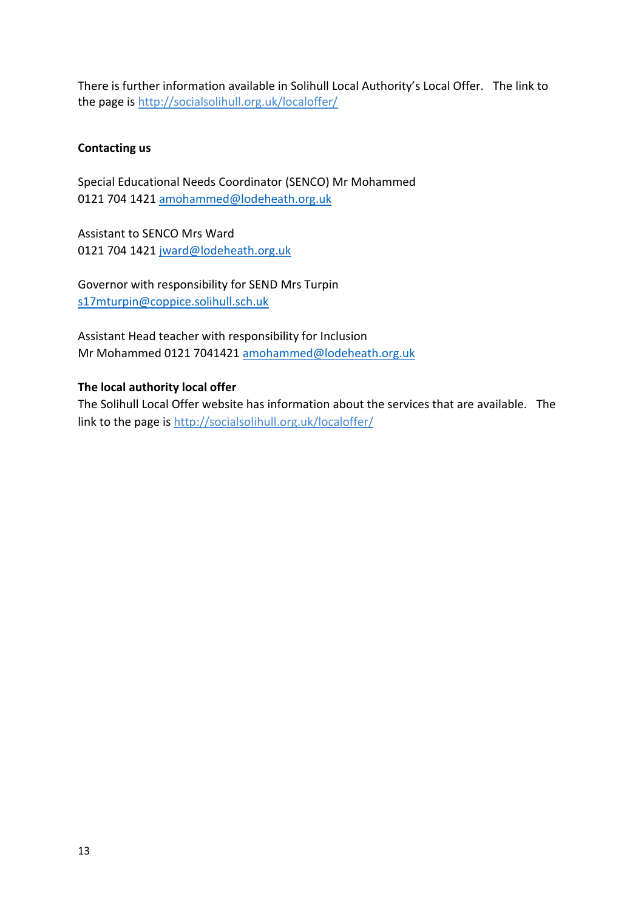There is further information available in Solihull Local Authority's Local Offer. The link to the page is http://socialsolihull.org.uk/localoffer/

**Contacting us**

Special Educational Needs Coordinator (SENCO) Mr Mohammed
0121 704 1421 amohammed@lodeheath.org.uk

Assistant to SENCO Mrs Ward
0121 704 1421 jward@lodeheath.org.uk

Governor with responsibility for SEND Mrs Turpin
s17mturpin@coppice.solihull.sch.uk

Assistant Head teacher with responsibility for Inclusion
Mr Mohammed 0121 7041421 amohammed@lodeheath.org.uk

**The local authority local offer**

The Solihull Local Offer website has information about the services that are available. The link to the page is http://socialsolihull.org.uk/localoffer/